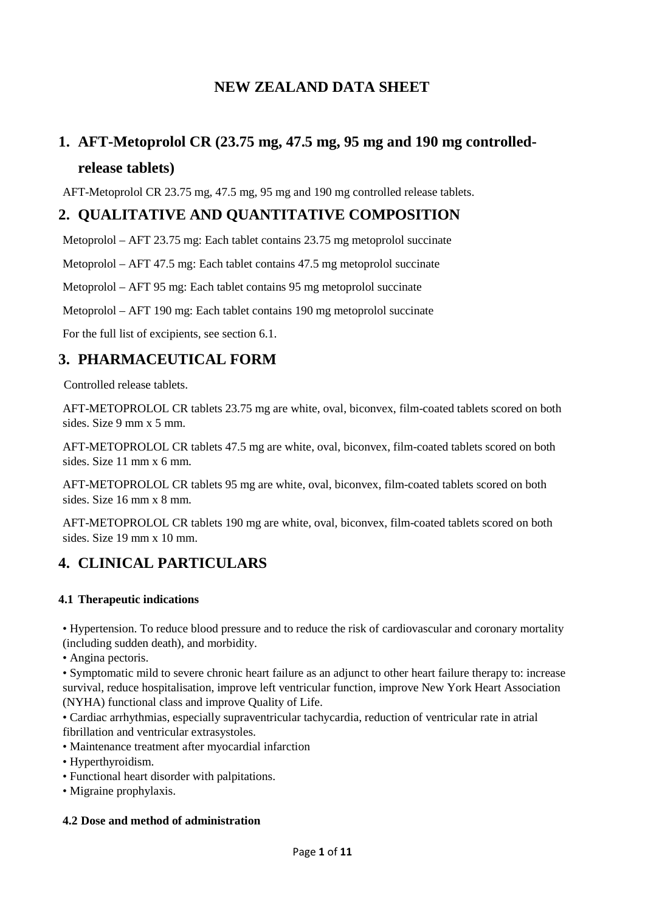# NEW ZEALAND DATA SHEET

## 1. AFT-Metoprolol CR (23.75 mg, 47.5 mg, 95 mg and 190 mg controlled-release tablets)

AFT-Metoprolol CR 23.75 mg, 47.5 mg, 95 mg and 190 mg controlled release tablets.

## 2. QUALITATIVE AND QUANTITATIVE COMPOSITION

Metoprolol – AFT 23.75 mg: Each tablet contains 23.75 mg metoprolol succinate

Metoprolol – AFT 47.5 mg: Each tablet contains 47.5 mg metoprolol succinate

Metoprolol – AFT 95 mg: Each tablet contains 95 mg metoprolol succinate

Metoprolol – AFT 190 mg: Each tablet contains 190 mg metoprolol succinate

For the full list of excipients, see section 6.1.

## 3. PHARMACEUTICAL FORM

Controlled release tablets.

AFT-METOPROLOL CR tablets 23.75 mg are white, oval, biconvex, film-coated tablets scored on both sides. Size 9 mm x 5 mm.

AFT-METOPROLOL CR tablets 47.5 mg are white, oval, biconvex, film-coated tablets scored on both sides. Size 11 mm x 6 mm.

AFT-METOPROLOL CR tablets 95 mg are white, oval, biconvex, film-coated tablets scored on both sides. Size 16 mm x 8 mm.

AFT-METOPROLOL CR tablets 190 mg are white, oval, biconvex, film-coated tablets scored on both sides. Size 19 mm x 10 mm.

## 4. CLINICAL PARTICULARS

### 4.1 Therapeutic indications

- Hypertension. To reduce blood pressure and to reduce the risk of cardiovascular and coronary mortality (including sudden death), and morbidity.
- Angina pectoris.
- Symptomatic mild to severe chronic heart failure as an adjunct to other heart failure therapy to: increase survival, reduce hospitalisation, improve left ventricular function, improve New York Heart Association (NYHA) functional class and improve Quality of Life.
- Cardiac arrhythmias, especially supraventricular tachycardia, reduction of ventricular rate in atrial fibrillation and ventricular extrasystoles.
- Maintenance treatment after myocardial infarction
- Hyperthyroidism.
- Functional heart disorder with palpitations.
- Migraine prophylaxis.

### 4.2 Dose and method of administration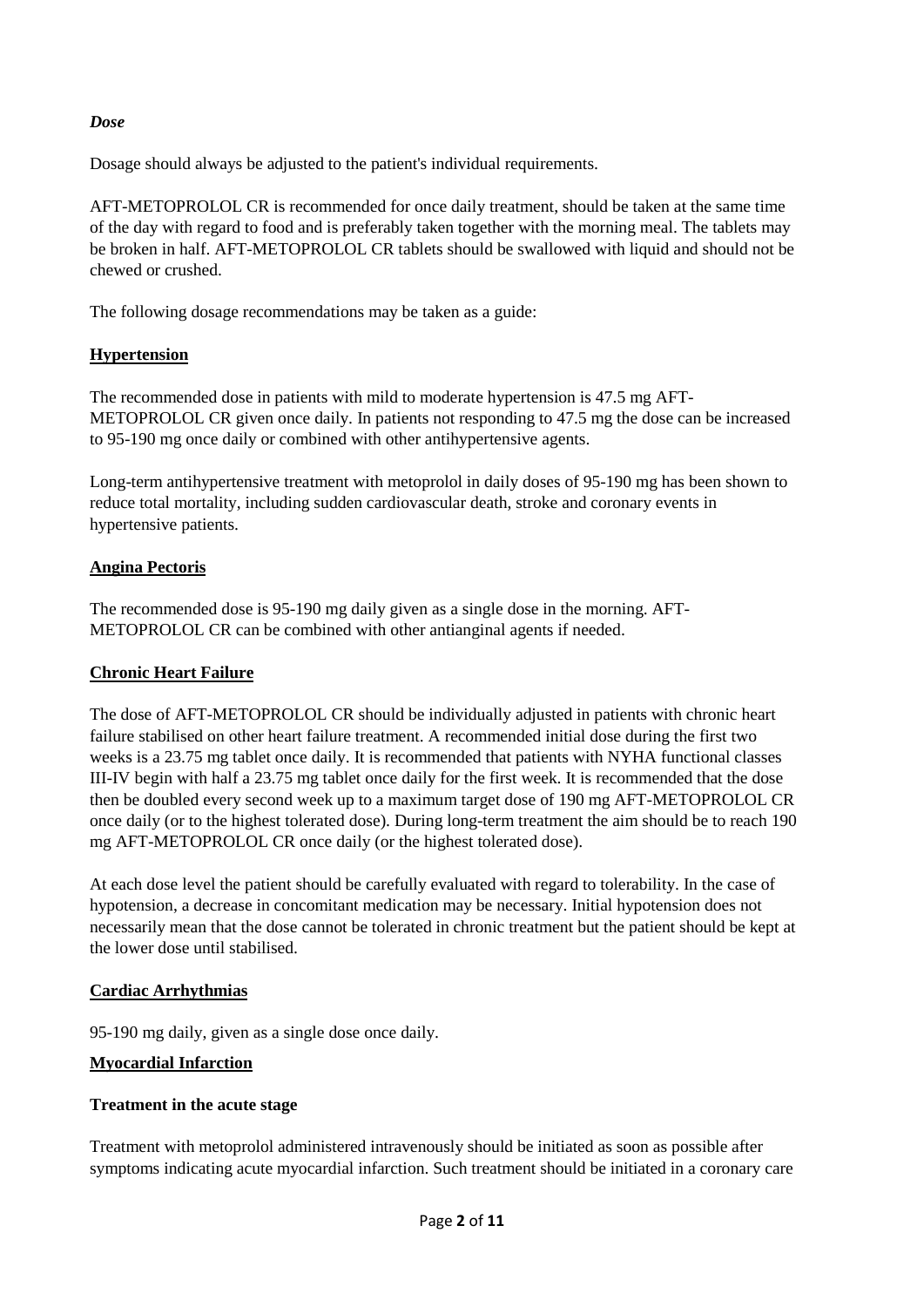### *Dose*

Dosage should always be adjusted to the patient's individual requirements.

AFT-METOPROLOL CR is recommended for once daily treatment, should be taken at the same time of the day with regard to food and is preferably taken together with the morning meal. The tablets may be broken in half. AFT-METOPROLOL CR tablets should be swallowed with liquid and should not be chewed or crushed.

The following dosage recommendations may be taken as a guide:

#### Hypertension

The recommended dose in patients with mild to moderate hypertension is 47.5 mg AFT-METOPROLOL CR given once daily. In patients not responding to 47.5 mg the dose can be increased to 95-190 mg once daily or combined with other antihypertensive agents.

Long-term antihypertensive treatment with metoprolol in daily doses of 95-190 mg has been shown to reduce total mortality, including sudden cardiovascular death, stroke and coronary events in hypertensive patients.

#### Angina Pectoris

The recommended dose is 95-190 mg daily given as a single dose in the morning. AFT-METOPROLOL CR can be combined with other antianginal agents if needed.

#### Chronic Heart Failure

The dose of AFT-METOPROLOL CR should be individually adjusted in patients with chronic heart failure stabilised on other heart failure treatment. A recommended initial dose during the first two weeks is a 23.75 mg tablet once daily. It is recommended that patients with NYHA functional classes III-IV begin with half a 23.75 mg tablet once daily for the first week. It is recommended that the dose then be doubled every second week up to a maximum target dose of 190 mg AFT-METOPROLOL CR once daily (or to the highest tolerated dose). During long-term treatment the aim should be to reach 190 mg AFT-METOPROLOL CR once daily (or the highest tolerated dose).

At each dose level the patient should be carefully evaluated with regard to tolerability. In the case of hypotension, a decrease in concomitant medication may be necessary. Initial hypotension does not necessarily mean that the dose cannot be tolerated in chronic treatment but the patient should be kept at the lower dose until stabilised.

#### Cardiac Arrhythmias

95-190 mg daily, given as a single dose once daily.

#### Myocardial Infarction

**Treatment in the acute stage**

Treatment with metoprolol administered intravenously should be initiated as soon as possible after symptoms indicating acute myocardial infarction. Such treatment should be initiated in a coronary care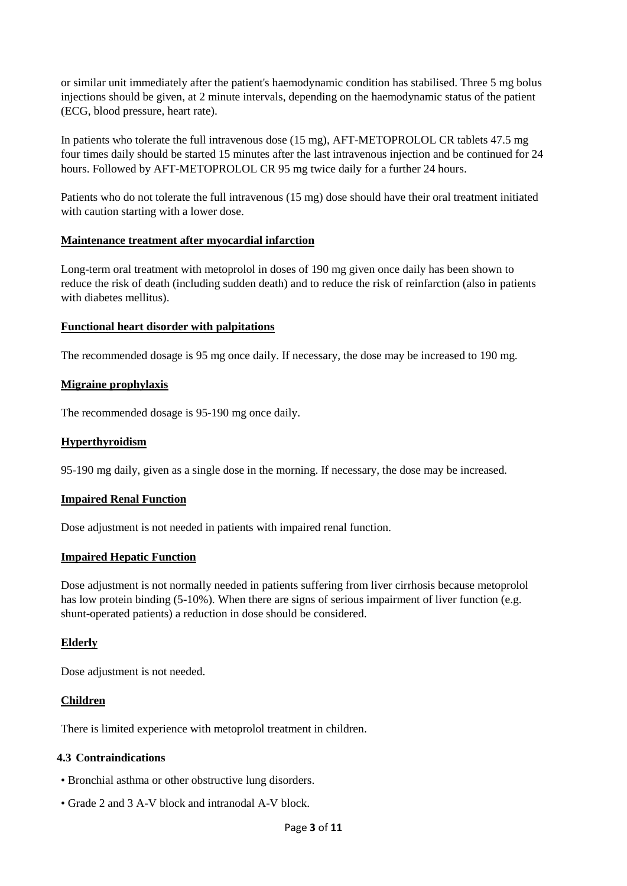or similar unit immediately after the patient's haemodynamic condition has stabilised. Three 5 mg bolus injections should be given, at 2 minute intervals, depending on the haemodynamic status of the patient (ECG, blood pressure, heart rate).

In patients who tolerate the full intravenous dose (15 mg), AFT-METOPROLOL CR tablets 47.5 mg four times daily should be started 15 minutes after the last intravenous injection and be continued for 24 hours. Followed by AFT-METOPROLOL CR 95 mg twice daily for a further 24 hours.

Patients who do not tolerate the full intravenous (15 mg) dose should have their oral treatment initiated with caution starting with a lower dose.

**Maintenance treatment after myocardial infarction**

Long-term oral treatment with metoprolol in doses of 190 mg given once daily has been shown to reduce the risk of death (including sudden death) and to reduce the risk of reinfarction (also in patients with diabetes mellitus).

**Functional heart disorder with palpitations**

The recommended dosage is 95 mg once daily. If necessary, the dose may be increased to 190 mg.

**Migraine prophylaxis**

The recommended dosage is 95-190 mg once daily.

**Hyperthyroidism**

95-190 mg daily, given as a single dose in the morning. If necessary, the dose may be increased.

**Impaired Renal Function**

Dose adjustment is not needed in patients with impaired renal function.

**Impaired Hepatic Function**

Dose adjustment is not normally needed in patients suffering from liver cirrhosis because metoprolol has low protein binding (5-10%). When there are signs of serious impairment of liver function (e.g. shunt-operated patients) a reduction in dose should be considered.

**Elderly**

Dose adjustment is not needed.

**Children**

There is limited experience with metoprolol treatment in children.

### 4.3 Contraindications

- Bronchial asthma or other obstructive lung disorders.
- Grade 2 and 3 A-V block and intranodal A-V block.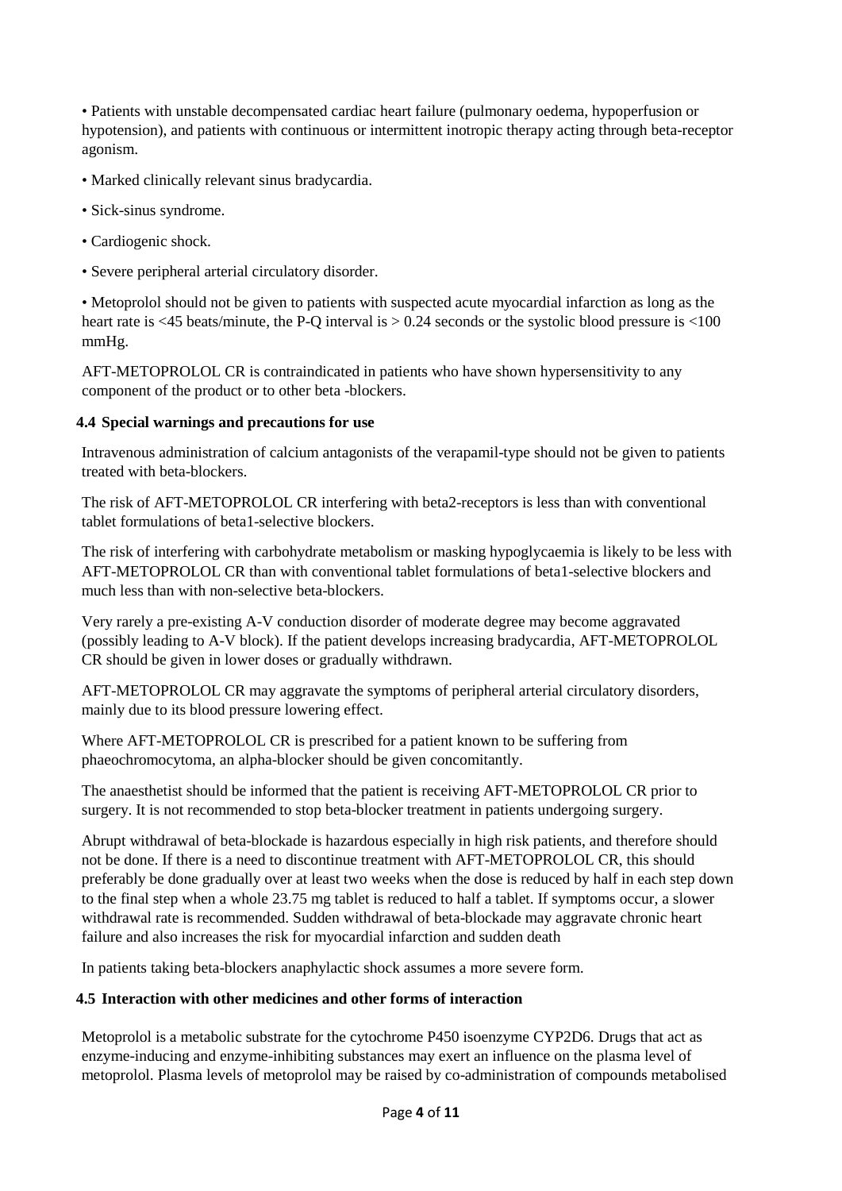- Patients with unstable decompensated cardiac heart failure (pulmonary oedema, hypoperfusion or hypotension), and patients with continuous or intermittent inotropic therapy acting through beta-receptor agonism.
- Marked clinically relevant sinus bradycardia.
- Sick-sinus syndrome.
- Cardiogenic shock.
- Severe peripheral arterial circulatory disorder.
- Metoprolol should not be given to patients with suspected acute myocardial infarction as long as the heart rate is <45 beats/minute, the P-Q interval is > 0.24 seconds or the systolic blood pressure is <100 mmHg.

AFT-METOPROLOL CR is contraindicated in patients who have shown hypersensitivity to any component of the product or to other beta -blockers.

### 4.4 Special warnings and precautions for use

Intravenous administration of calcium antagonists of the verapamil-type should not be given to patients treated with beta-blockers.

The risk of AFT-METOPROLOL CR interfering with beta2-receptors is less than with conventional tablet formulations of beta1-selective blockers.

The risk of interfering with carbohydrate metabolism or masking hypoglycaemia is likely to be less with AFT-METOPROLOL CR than with conventional tablet formulations of beta1-selective blockers and much less than with non-selective beta-blockers.

Very rarely a pre-existing A-V conduction disorder of moderate degree may become aggravated (possibly leading to A-V block). If the patient develops increasing bradycardia, AFT-METOPROLOL CR should be given in lower doses or gradually withdrawn.

AFT-METOPROLOL CR may aggravate the symptoms of peripheral arterial circulatory disorders, mainly due to its blood pressure lowering effect.

Where AFT-METOPROLOL CR is prescribed for a patient known to be suffering from phaeochromocytoma, an alpha-blocker should be given concomitantly.

The anaesthetist should be informed that the patient is receiving AFT-METOPROLOL CR prior to surgery. It is not recommended to stop beta-blocker treatment in patients undergoing surgery.

Abrupt withdrawal of beta-blockade is hazardous especially in high risk patients, and therefore should not be done. If there is a need to discontinue treatment with AFT-METOPROLOL CR, this should preferably be done gradually over at least two weeks when the dose is reduced by half in each step down to the final step when a whole 23.75 mg tablet is reduced to half a tablet. If symptoms occur, a slower withdrawal rate is recommended. Sudden withdrawal of beta-blockade may aggravate chronic heart failure and also increases the risk for myocardial infarction and sudden death

In patients taking beta-blockers anaphylactic shock assumes a more severe form.

### 4.5 Interaction with other medicines and other forms of interaction

Metoprolol is a metabolic substrate for the cytochrome P450 isoenzyme CYP2D6. Drugs that act as enzyme-inducing and enzyme-inhibiting substances may exert an influence on the plasma level of metoprolol. Plasma levels of metoprolol may be raised by co-administration of compounds metabolised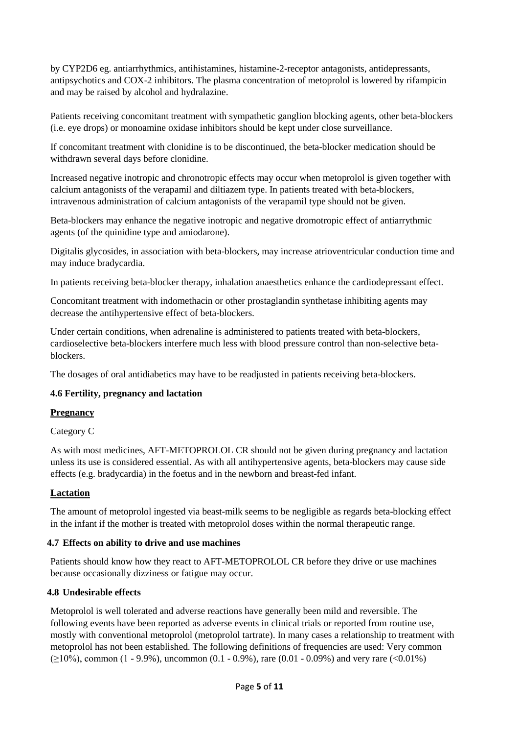by CYP2D6 eg. antiarrhythmics, antihistamines, histamine-2-receptor antagonists, antidepressants, antipsychotics and COX-2 inhibitors. The plasma concentration of metoprolol is lowered by rifampicin and may be raised by alcohol and hydralazine.

Patients receiving concomitant treatment with sympathetic ganglion blocking agents, other beta-blockers (i.e. eye drops) or monoamine oxidase inhibitors should be kept under close surveillance.

If concomitant treatment with clonidine is to be discontinued, the beta-blocker medication should be withdrawn several days before clonidine.

Increased negative inotropic and chronotropic effects may occur when metoprolol is given together with calcium antagonists of the verapamil and diltiazem type. In patients treated with beta-blockers, intravenous administration of calcium antagonists of the verapamil type should not be given.

Beta-blockers may enhance the negative inotropic and negative dromotropic effect of antiarrythmic agents (of the quinidine type and amiodarone).

Digitalis glycosides, in association with beta-blockers, may increase atrioventricular conduction time and may induce bradycardia.

In patients receiving beta-blocker therapy, inhalation anaesthetics enhance the cardiodepressant effect.

Concomitant treatment with indomethacin or other prostaglandin synthetase inhibiting agents may decrease the antihypertensive effect of beta-blockers.

Under certain conditions, when adrenaline is administered to patients treated with beta-blockers, cardioselective beta-blockers interfere much less with blood pressure control than non-selective beta-blockers.

The dosages of oral antidiabetics may have to be readjusted in patients receiving beta-blockers.

### 4.6 Fertility, pregnancy and lactation

**Pregnancy**

Category C

As with most medicines, AFT-METOPROLOL CR should not be given during pregnancy and lactation unless its use is considered essential. As with all antihypertensive agents, beta-blockers may cause side effects (e.g. bradycardia) in the foetus and in the newborn and breast-fed infant.

**Lactation**

The amount of metoprolol ingested via beast-milk seems to be negligible as regards beta-blocking effect in the infant if the mother is treated with metoprolol doses within the normal therapeutic range.

### 4.7 Effects on ability to drive and use machines

Patients should know how they react to AFT-METOPROLOL CR before they drive or use machines because occasionally dizziness or fatigue may occur.

### 4.8 Undesirable effects

Metoprolol is well tolerated and adverse reactions have generally been mild and reversible. The following events have been reported as adverse events in clinical trials or reported from routine use, mostly with conventional metoprolol (metoprolol tartrate). In many cases a relationship to treatment with metoprolol has not been established. The following definitions of frequencies are used: Very common (≥10%), common (1 - 9.9%), uncommon (0.1 - 0.9%), rare (0.01 - 0.09%) and very rare (<0.01%)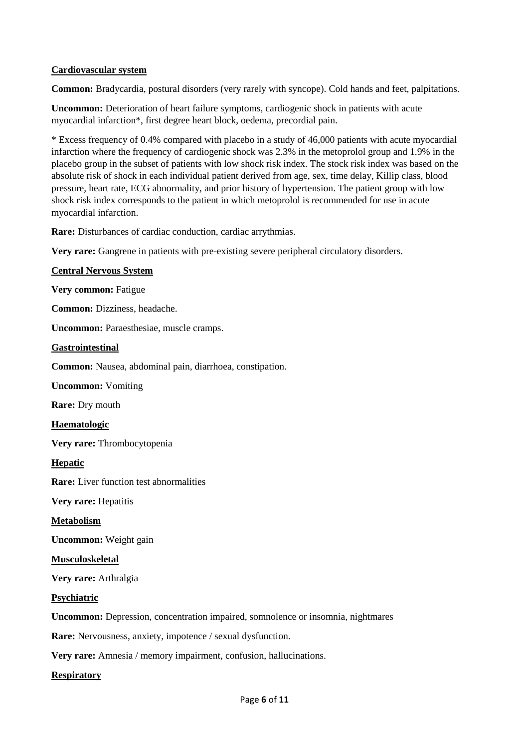**Cardiovascular system**

**Common:** Bradycardia, postural disorders (very rarely with syncope). Cold hands and feet, palpitations.

**Uncommon:** Deterioration of heart failure symptoms, cardiogenic shock in patients with acute myocardial infarction*, first degree heart block, oedema, precordial pain.

* Excess frequency of 0.4% compared with placebo in a study of 46,000 patients with acute myocardial infarction where the frequency of cardiogenic shock was 2.3% in the metoprolol group and 1.9% in the placebo group in the subset of patients with low shock risk index. The stock risk index was based on the absolute risk of shock in each individual patient derived from age, sex, time delay, Killip class, blood pressure, heart rate, ECG abnormality, and prior history of hypertension. The patient group with low shock risk index corresponds to the patient in which metoprolol is recommended for use in acute myocardial infarction.

**Rare:** Disturbances of cardiac conduction, cardiac arrythmias.

**Very rare:** Gangrene in patients with pre-existing severe peripheral circulatory disorders.

**Central Nervous System**

**Very common:** Fatigue

**Common:** Dizziness, headache.

**Uncommon:** Paraesthesiae, muscle cramps.

**Gastrointestinal**

**Common:** Nausea, abdominal pain, diarrhoea, constipation.

**Uncommon:** Vomiting

**Rare:** Dry mouth

**Haematologic**

**Very rare:** Thrombocytopenia

**Hepatic**

**Rare:** Liver function test abnormalities

**Very rare:** Hepatitis

**Metabolism**

**Uncommon:** Weight gain

**Musculoskeletal**

**Very rare:** Arthralgia

**Psychiatric**

**Uncommon:** Depression, concentration impaired, somnolence or insomnia, nightmares

**Rare:** Nervousness, anxiety, impotence / sexual dysfunction.

**Very rare:** Amnesia / memory impairment, confusion, hallucinations.

**Respiratory**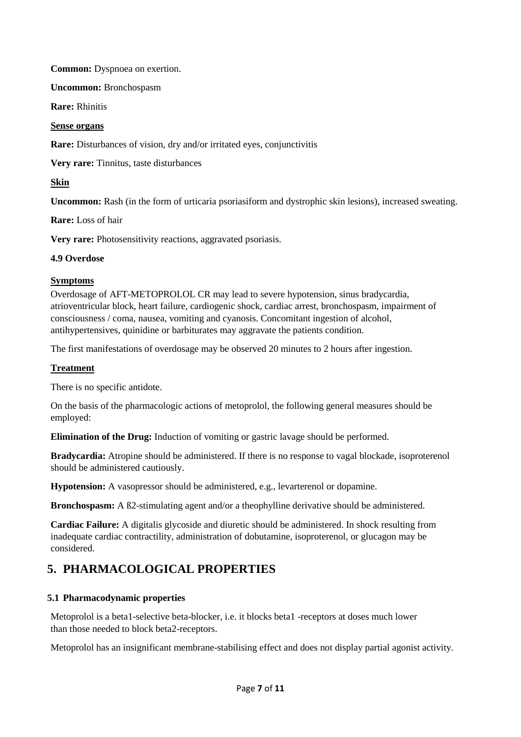**Common:** Dyspnoea on exertion.

**Uncommon:** Bronchospasm

**Rare:** Rhinitis

**Sense organs**

**Rare:** Disturbances of vision, dry and/or irritated eyes, conjunctivitis

**Very rare:** Tinnitus, taste disturbances

**Skin**

**Uncommon:** Rash (in the form of urticaria psoriasiform and dystrophic skin lesions), increased sweating.

**Rare:** Loss of hair

**Very rare:** Photosensitivity reactions, aggravated psoriasis.

### 4.9 Overdose

**Symptoms**

Overdosage of AFT-METOPROLOL CR may lead to severe hypotension, sinus bradycardia, atrioventricular block, heart failure, cardiogenic shock, cardiac arrest, bronchospasm, impairment of consciousness / coma, nausea, vomiting and cyanosis. Concomitant ingestion of alcohol, antihypertensives, quinidine or barbiturates may aggravate the patients condition.

The first manifestations of overdosage may be observed 20 minutes to 2 hours after ingestion.

**Treatment**

There is no specific antidote.

On the basis of the pharmacologic actions of metoprolol, the following general measures should be employed:

**Elimination of the Drug:** Induction of vomiting or gastric lavage should be performed.

**Bradycardia:** Atropine should be administered. If there is no response to vagal blockade, isoproterenol should be administered cautiously.

**Hypotension:** A vasopressor should be administered, e.g., levarterenol or dopamine.

**Bronchospasm:** A ß2-stimulating agent and/or a theophylline derivative should be administered.

**Cardiac Failure:** A digitalis glycoside and diuretic should be administered. In shock resulting from inadequate cardiac contractility, administration of dobutamine, isoproterenol, or glucagon may be considered.

## 5. PHARMACOLOGICAL PROPERTIES

### 5.1 Pharmacodynamic properties

Metoprolol is a beta1-selective beta-blocker, i.e. it blocks beta1 -receptors at doses much lower than those needed to block beta2-receptors.

Metoprolol has an insignificant membrane-stabilising effect and does not display partial agonist activity.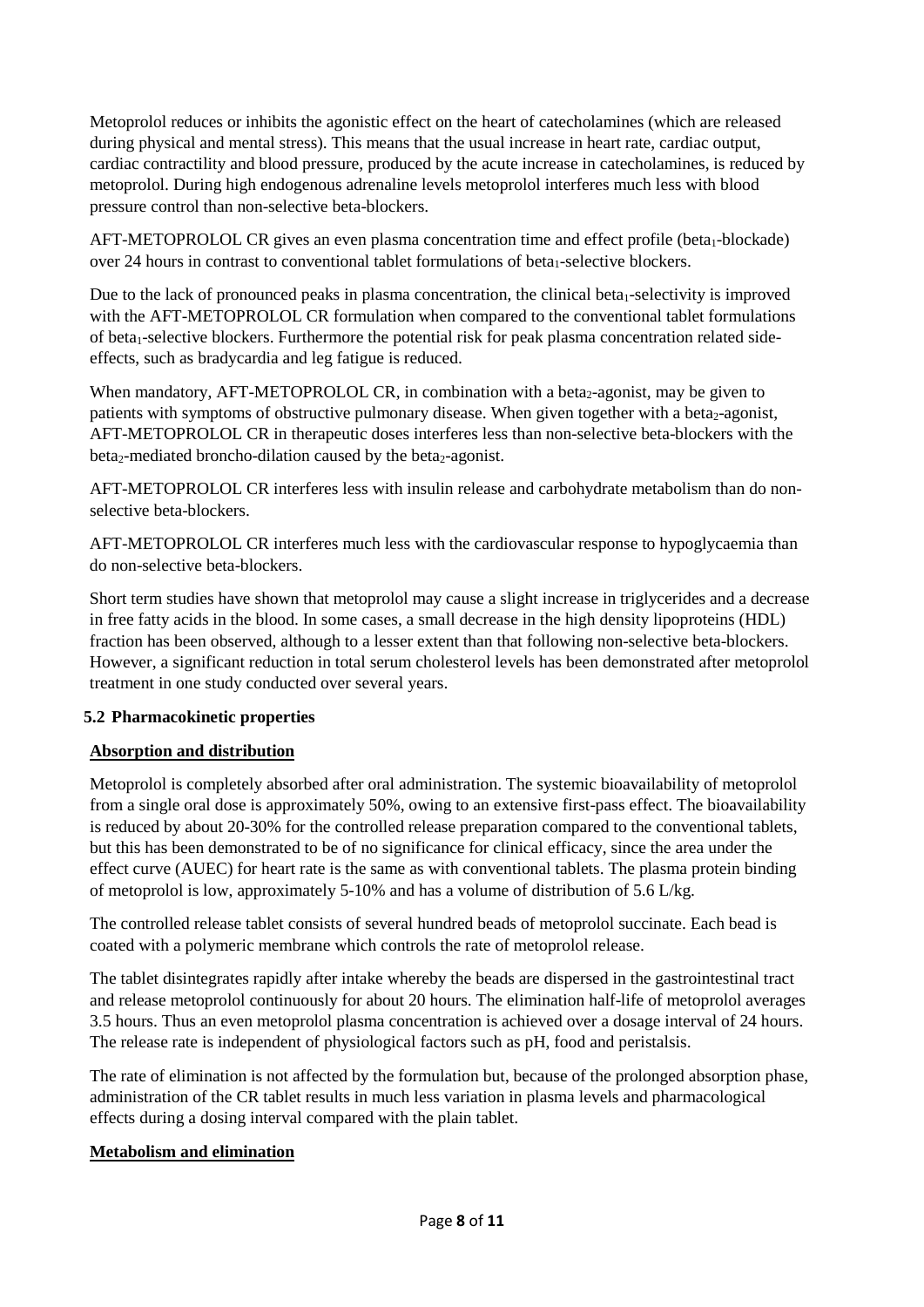Metoprolol reduces or inhibits the agonistic effect on the heart of catecholamines (which are released during physical and mental stress). This means that the usual increase in heart rate, cardiac output, cardiac contractility and blood pressure, produced by the acute increase in catecholamines, is reduced by metoprolol. During high endogenous adrenaline levels metoprolol interferes much less with blood pressure control than non-selective beta-blockers.

AFT-METOPROLOL CR gives an even plasma concentration time and effect profile (beta$_1$-blockade) over 24 hours in contrast to conventional tablet formulations of beta$_1$-selective blockers.

Due to the lack of pronounced peaks in plasma concentration, the clinical beta$_1$-selectivity is improved with the AFT-METOPROLOL CR formulation when compared to the conventional tablet formulations of beta$_1$-selective blockers. Furthermore the potential risk for peak plasma concentration related side-effects, such as bradycardia and leg fatigue is reduced.

When mandatory, AFT-METOPROLOL CR, in combination with a beta$_2$-agonist, may be given to patients with symptoms of obstructive pulmonary disease. When given together with a beta$_2$-agonist, AFT-METOPROLOL CR in therapeutic doses interferes less than non-selective beta-blockers with the beta$_2$-mediated broncho-dilation caused by the beta$_2$-agonist.

AFT-METOPROLOL CR interferes less with insulin release and carbohydrate metabolism than do non-selective beta-blockers.

AFT-METOPROLOL CR interferes much less with the cardiovascular response to hypoglycaemia than do non-selective beta-blockers.

Short term studies have shown that metoprolol may cause a slight increase in triglycerides and a decrease in free fatty acids in the blood. In some cases, a small decrease in the high density lipoproteins (HDL) fraction has been observed, although to a lesser extent than that following non-selective beta-blockers. However, a significant reduction in total serum cholesterol levels has been demonstrated after metoprolol treatment in one study conducted over several years.

## 5.2 Pharmacokinetic properties

### Absorption and distribution

Metoprolol is completely absorbed after oral administration. The systemic bioavailability of metoprolol from a single oral dose is approximately 50%, owing to an extensive first-pass effect. The bioavailability is reduced by about 20-30% for the controlled release preparation compared to the conventional tablets, but this has been demonstrated to be of no significance for clinical efficacy, since the area under the effect curve (AUEC) for heart rate is the same as with conventional tablets. The plasma protein binding of metoprolol is low, approximately 5-10% and has a volume of distribution of 5.6 L/kg.

The controlled release tablet consists of several hundred beads of metoprolol succinate. Each bead is coated with a polymeric membrane which controls the rate of metoprolol release.

The tablet disintegrates rapidly after intake whereby the beads are dispersed in the gastrointestinal tract and release metoprolol continuously for about 20 hours. The elimination half-life of metoprolol averages 3.5 hours. Thus an even metoprolol plasma concentration is achieved over a dosage interval of 24 hours. The release rate is independent of physiological factors such as pH, food and peristalsis.

The rate of elimination is not affected by the formulation but, because of the prolonged absorption phase, administration of the CR tablet results in much less variation in plasma levels and pharmacological effects during a dosing interval compared with the plain tablet.

### Metabolism and elimination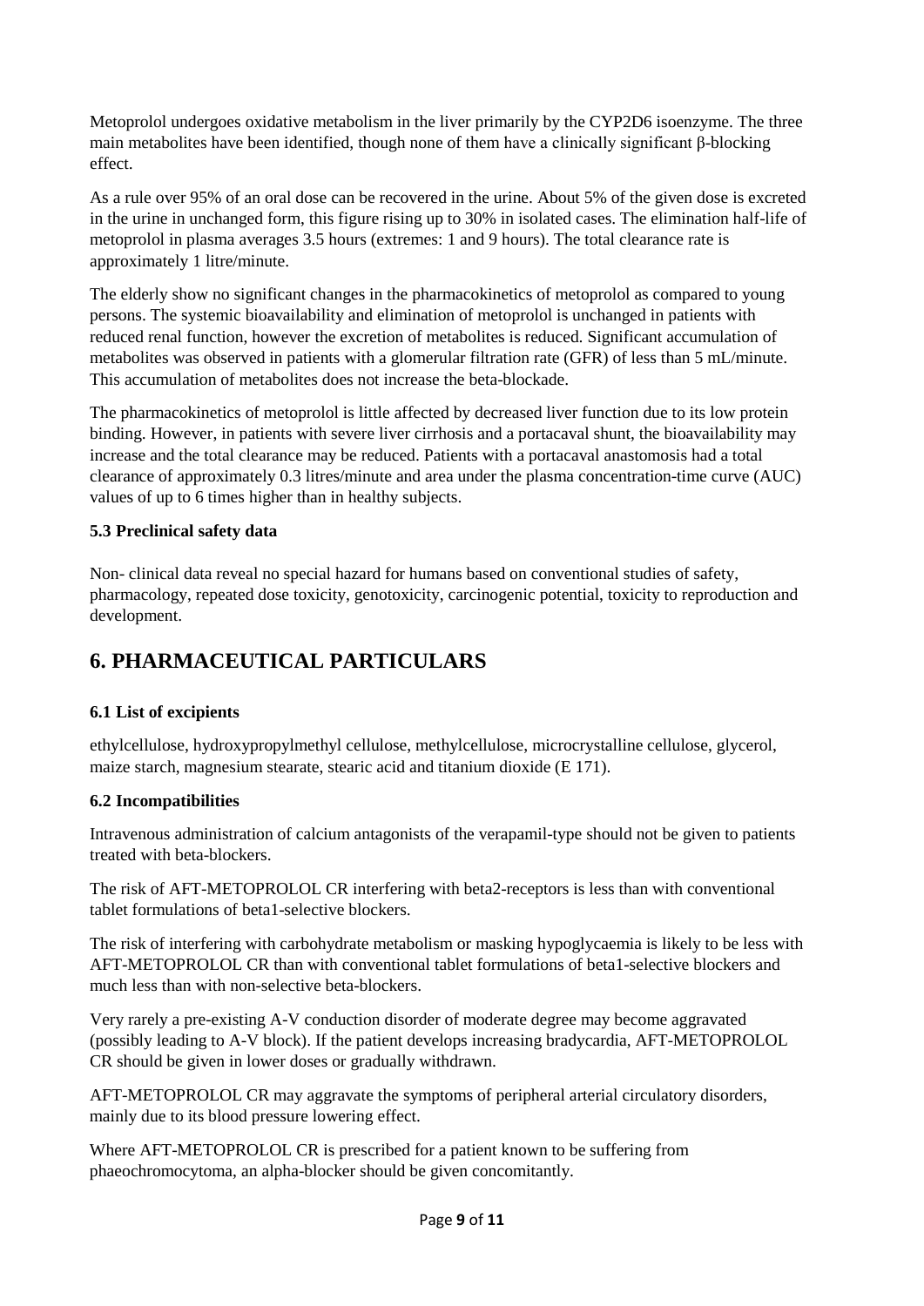Metoprolol undergoes oxidative metabolism in the liver primarily by the CYP2D6 isoenzyme. The three main metabolites have been identified, though none of them have a clinically significant β-blocking effect.

As a rule over 95% of an oral dose can be recovered in the urine. About 5% of the given dose is excreted in the urine in unchanged form, this figure rising up to 30% in isolated cases. The elimination half-life of metoprolol in plasma averages 3.5 hours (extremes: 1 and 9 hours). The total clearance rate is approximately 1 litre/minute.

The elderly show no significant changes in the pharmacokinetics of metoprolol as compared to young persons. The systemic bioavailability and elimination of metoprolol is unchanged in patients with reduced renal function, however the excretion of metabolites is reduced. Significant accumulation of metabolites was observed in patients with a glomerular filtration rate (GFR) of less than 5 mL/minute. This accumulation of metabolites does not increase the beta-blockade.

The pharmacokinetics of metoprolol is little affected by decreased liver function due to its low protein binding. However, in patients with severe liver cirrhosis and a portacaval shunt, the bioavailability may increase and the total clearance may be reduced. Patients with a portacaval anastomosis had a total clearance of approximately 0.3 litres/minute and area under the plasma concentration-time curve (AUC) values of up to 6 times higher than in healthy subjects.

### 5.3 Preclinical safety data

Non- clinical data reveal no special hazard for humans based on conventional studies of safety, pharmacology, repeated dose toxicity, genotoxicity, carcinogenic potential, toxicity to reproduction and development.

## 6. PHARMACEUTICAL PARTICULARS

### 6.1 List of excipients

ethylcellulose, hydroxypropylmethyl cellulose, methylcellulose, microcrystalline cellulose, glycerol, maize starch, magnesium stearate, stearic acid and titanium dioxide (E 171).

### 6.2 Incompatibilities

Intravenous administration of calcium antagonists of the verapamil-type should not be given to patients treated with beta-blockers.

The risk of AFT-METOPROLOL CR interfering with beta2-receptors is less than with conventional tablet formulations of beta1-selective blockers.

The risk of interfering with carbohydrate metabolism or masking hypoglycaemia is likely to be less with AFT-METOPROLOL CR than with conventional tablet formulations of beta1-selective blockers and much less than with non-selective beta-blockers.

Very rarely a pre-existing A-V conduction disorder of moderate degree may become aggravated (possibly leading to A-V block). If the patient develops increasing bradycardia, AFT-METOPROLOL CR should be given in lower doses or gradually withdrawn.

AFT-METOPROLOL CR may aggravate the symptoms of peripheral arterial circulatory disorders, mainly due to its blood pressure lowering effect.

Where AFT-METOPROLOL CR is prescribed for a patient known to be suffering from phaeochromocytoma, an alpha-blocker should be given concomitantly.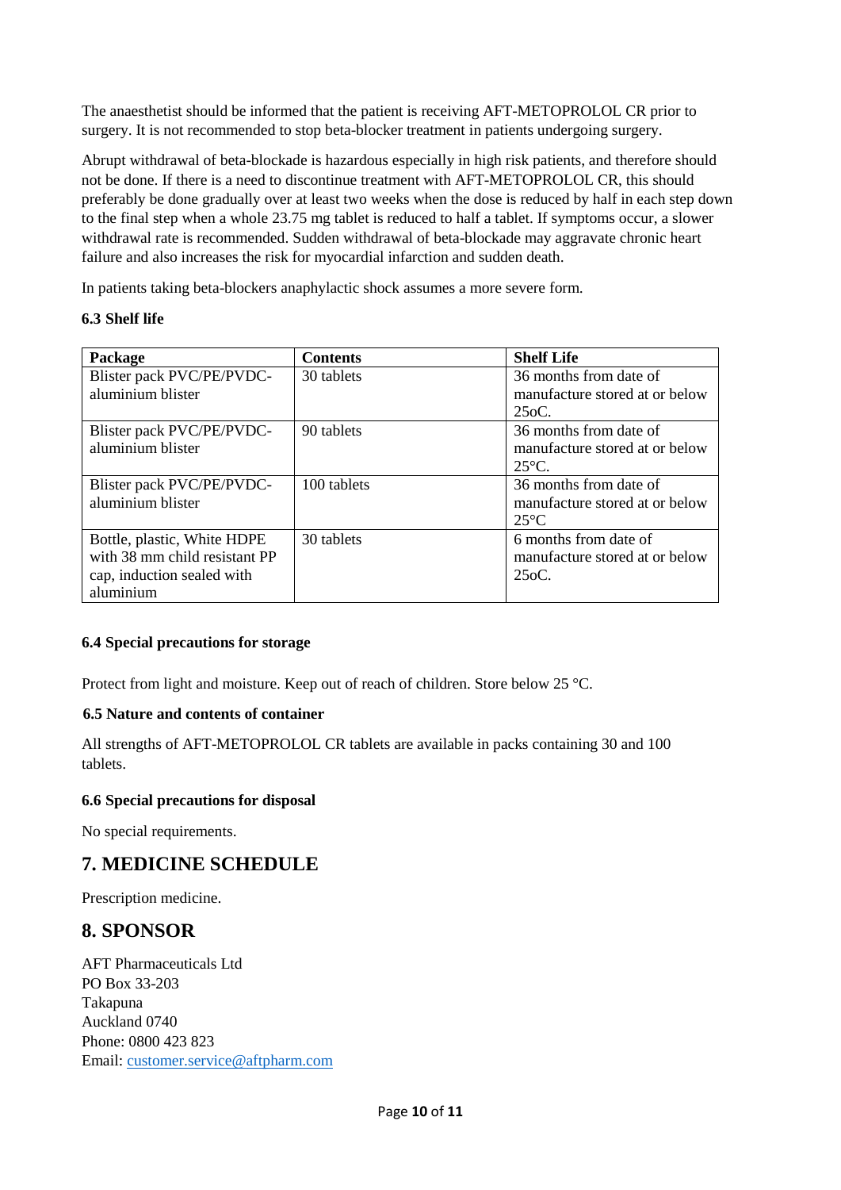The anaesthetist should be informed that the patient is receiving AFT-METOPROLOL CR prior to surgery. It is not recommended to stop beta-blocker treatment in patients undergoing surgery.

Abrupt withdrawal of beta-blockade is hazardous especially in high risk patients, and therefore should not be done. If there is a need to discontinue treatment with AFT-METOPROLOL CR, this should preferably be done gradually over at least two weeks when the dose is reduced by half in each step down to the final step when a whole 23.75 mg tablet is reduced to half a tablet. If symptoms occur, a slower withdrawal rate is recommended. Sudden withdrawal of beta-blockade may aggravate chronic heart failure and also increases the risk for myocardial infarction and sudden death.

In patients taking beta-blockers anaphylactic shock assumes a more severe form.

### 6.3 Shelf life

| **Package** | **Contents** | **Shelf Life** |
|---|---|---|
| Blister pack PVC/PE/PVDC-aluminium blister | 30 tablets | 36 months from date of manufacture stored at or below 25oC. |
| Blister pack PVC/PE/PVDC-aluminium blister | 90 tablets | 36 months from date of manufacture stored at or below 25°C. |
| Blister pack PVC/PE/PVDC-aluminium blister | 100 tablets | 36 months from date of manufacture stored at or below 25°C |
| Bottle, plastic, White HDPE with 38 mm child resistant PP cap, induction sealed with aluminium | 30 tablets | 6 months from date of manufacture stored at or below 25oC. |

### 6.4 Special precautions for storage

Protect from light and moisture. Keep out of reach of children. Store below 25 °C.

### 6.5 Nature and contents of container

All strengths of AFT-METOPROLOL CR tablets are available in packs containing 30 and 100 tablets.

### 6.6 Special precautions for disposal

No special requirements.

## 7. MEDICINE SCHEDULE

Prescription medicine.

## 8. SPONSOR

AFT Pharmaceuticals Ltd
PO Box 33-203
Takapuna
Auckland 0740
Phone: 0800 423 823
Email: customer.service@aftpharm.com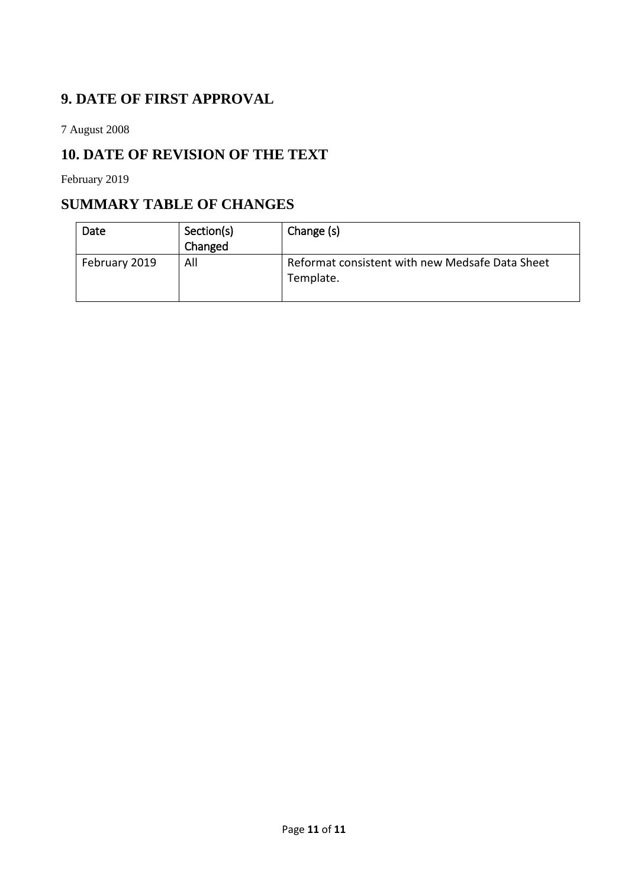## 9. DATE OF FIRST APPROVAL

7 August 2008

## 10. DATE OF REVISION OF THE TEXT

February 2019

## SUMMARY TABLE OF CHANGES

| Date | Section(s) Changed | Change (s) |
|---|---|---|
| February 2019 | All | Reformat consistent with new Medsafe Data Sheet Template. |